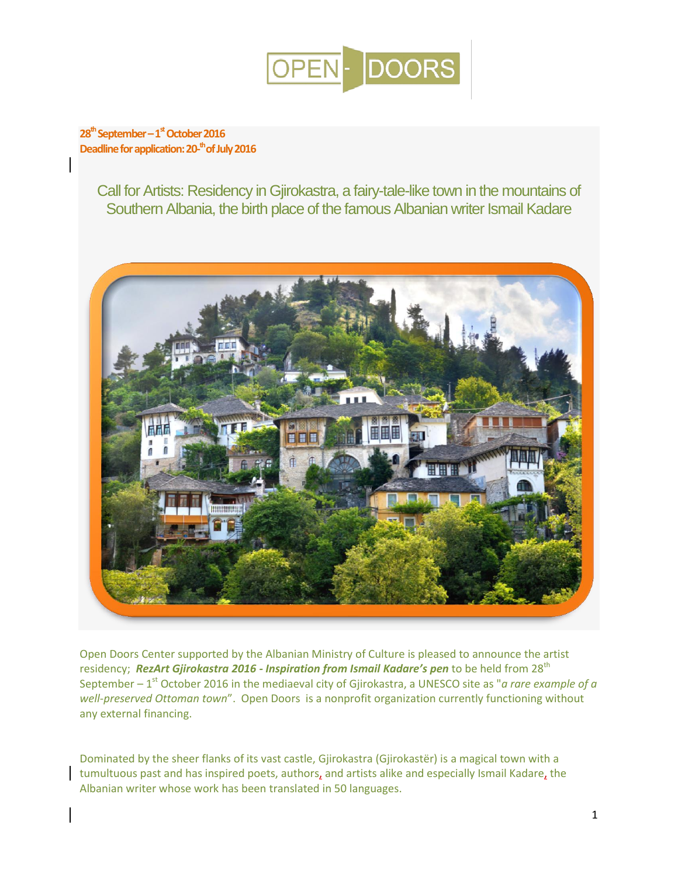**OPEN - DOORS**

**28th September – 1st October 2016**
**Deadline for application: 20-th of July 2016**

# Call for Artists: Residency in Gjirokastra, a fairy-tale-like town in the mountains of Southern Albania, the birth place of the famous Albanian writer Ismail Kadare

Open Doors Center supported by the Albanian Ministry of Culture is pleased to announce the artist residency; ***RezArt Gjirokastra 2016 - Inspiration from Ismail Kadare's pen*** to be held from 28th September – 1st October 2016 in the mediaeval city of Gjirokastra, a UNESCO site as "*a rare example of a well-preserved Ottoman town*". Open Doors is a nonprofit organization currently functioning without any external financing.

Dominated by the sheer flanks of its vast castle, Gjirokastra (Gjirokastër) is a magical town with a tumultuous past and has inspired poets, authors, and artists alike and especially Ismail Kadare, the Albanian writer whose work has been translated in 50 languages.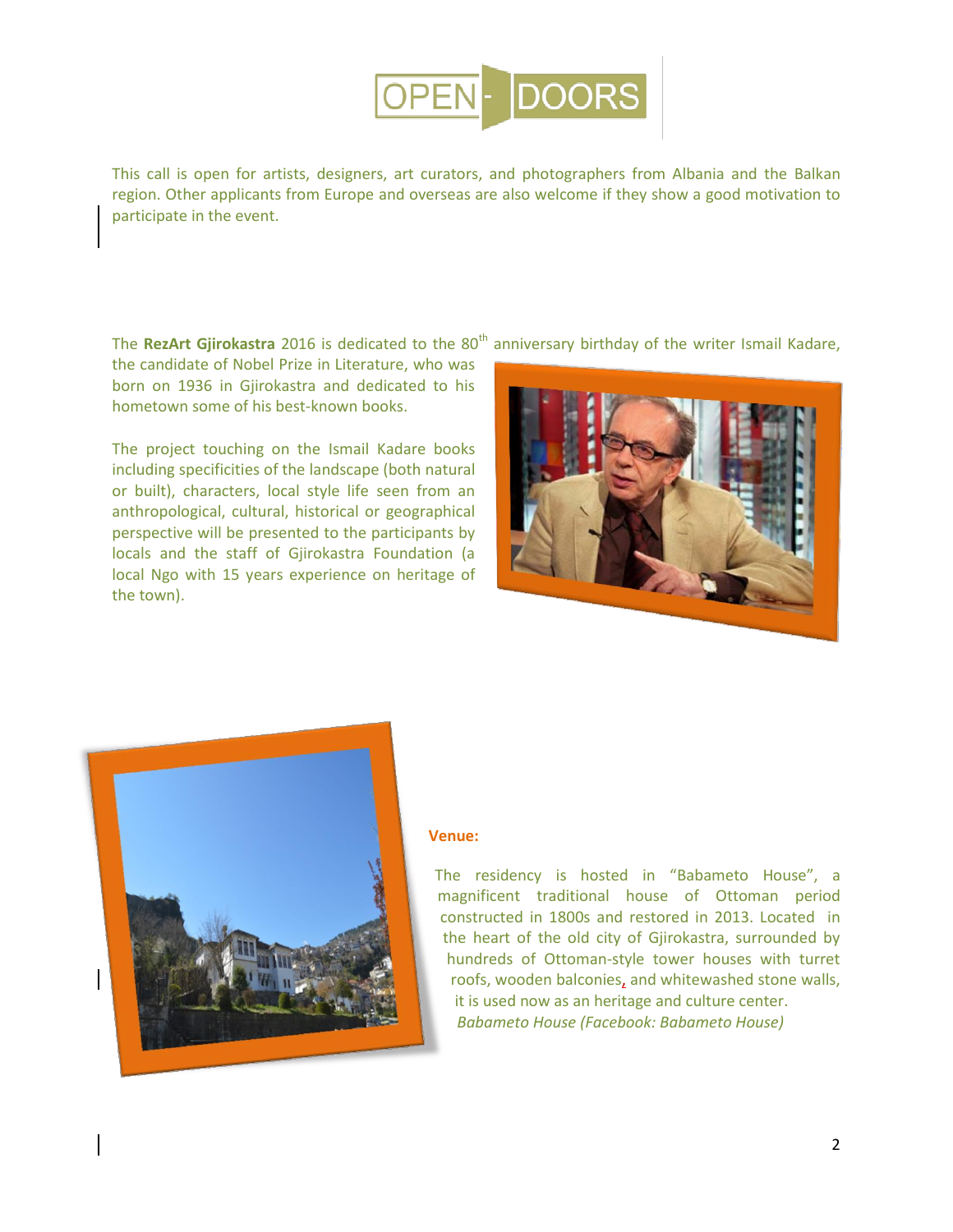This call is open for artists, designers, art curators, and photographers from Albania and the Balkan region. Other applicants from Europe and overseas are also welcome if they show a good motivation to participate in the event.

The **RezArt Gjirokastra** 2016 is dedicated to the 80th anniversary birthday of the writer Ismail Kadare, the candidate of Nobel Prize in Literature, who was born on 1936 in Gjirokastra and dedicated to his hometown some of his best-known books.

The project touching on the Ismail Kadare books including specificities of the landscape (both natural or built), characters, local style life seen from an anthropological, cultural, historical or geographical perspective will be presented to the participants by locals and the staff of Gjirokastra Foundation (a local Ngo with 15 years experience on heritage of the town).

**Venue:**

The residency is hosted in "Babameto House", a magnificent traditional house of Ottoman period constructed in 1800s and restored in 2013. Located in the heart of the old city of Gjirokastra, surrounded by hundreds of Ottoman-style tower houses with turret roofs, wooden balconies, and whitewashed stone walls, it is used now as an heritage and culture center.

*Babameto House (Facebook: Babameto House)*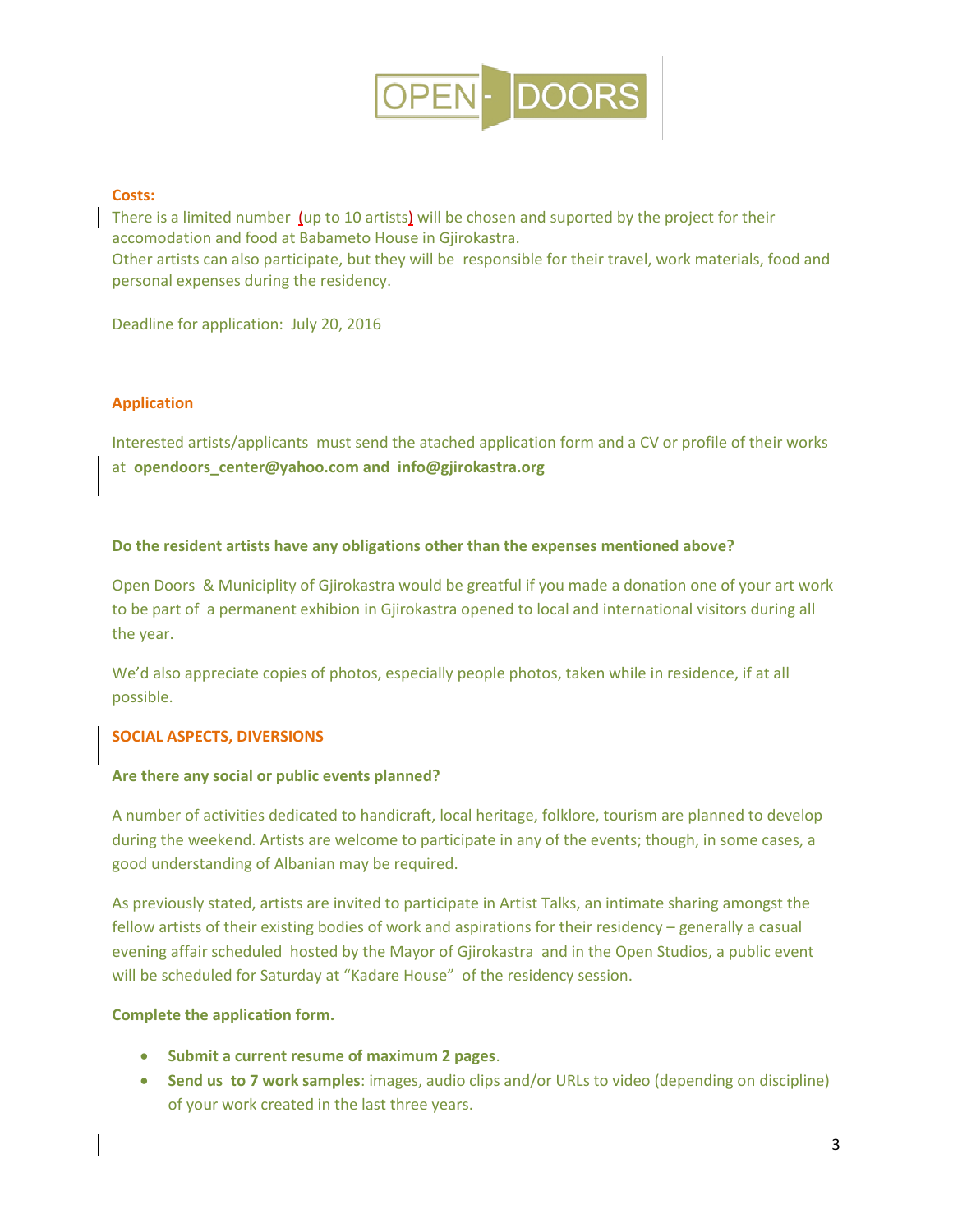**Costs:**

There is a limited number (up to 10 artists) will be chosen and suported by the project for their accomodation and food at Babameto House in Gjirokastra.
Other artists can also participate, but they will be responsible for their travel, work materials, food and personal expenses during the residency.

Deadline for application: July 20, 2016

**Application**

Interested artists/applicants must send the atached application form and a CV or profile of their works at **opendoors_center@yahoo.com and info@gjirokastra.org**

**Do the resident artists have any obligations other than the expenses mentioned above?**

Open Doors & Municiplity of Gjirokastra would be greatful if you made a donation one of your art work to be part of a permanent exhibion in Gjirokastra opened to local and international visitors during all the year.

We'd also appreciate copies of photos, especially people photos, taken while in residence, if at all possible.

**SOCIAL ASPECTS, DIVERSIONS**

**Are there any social or public events planned?**

A number of activities dedicated to handicraft, local heritage, folklore, tourism are planned to develop during the weekend. Artists are welcome to participate in any of the events; though, in some cases, a good understanding of Albanian may be required.

As previously stated, artists are invited to participate in Artist Talks, an intimate sharing amongst the fellow artists of their existing bodies of work and aspirations for their residency – generally a casual evening affair scheduled hosted by the Mayor of Gjirokastra and in the Open Studios, a public event will be scheduled for Saturday at "Kadare House" of the residency session.

**Complete the application form.**

- **Submit a current resume of maximum 2 pages**.
- **Send us to 7 work samples**: images, audio clips and/or URLs to video (depending on discipline) of your work created in the last three years.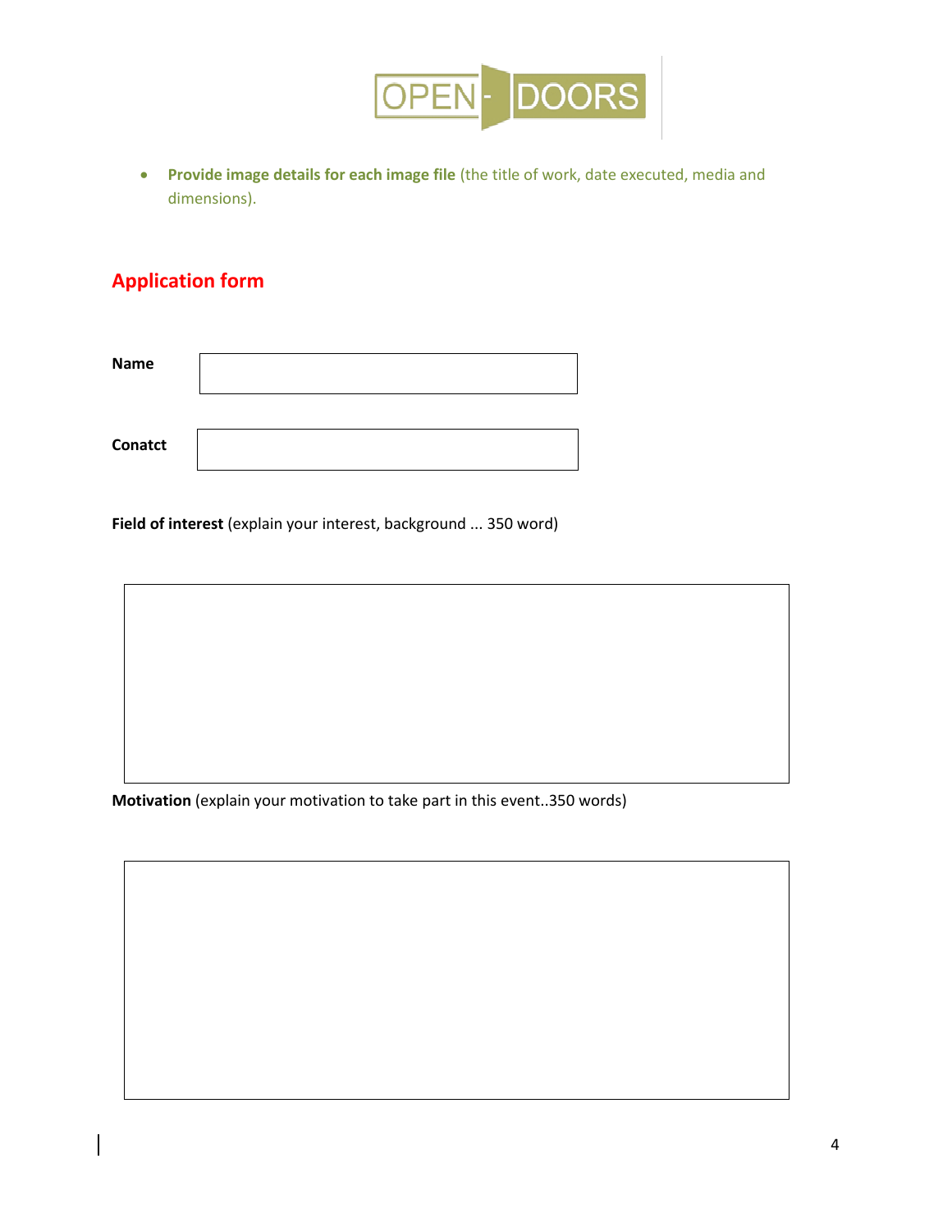- **Provide image details for each image file** (the title of work, date executed, media and dimensions).

## Application form

**Name**

**Conatct**

**Field of interest** (explain your interest, background ... 350 word)

**Motivation** (explain your motivation to take part in this event..350 words)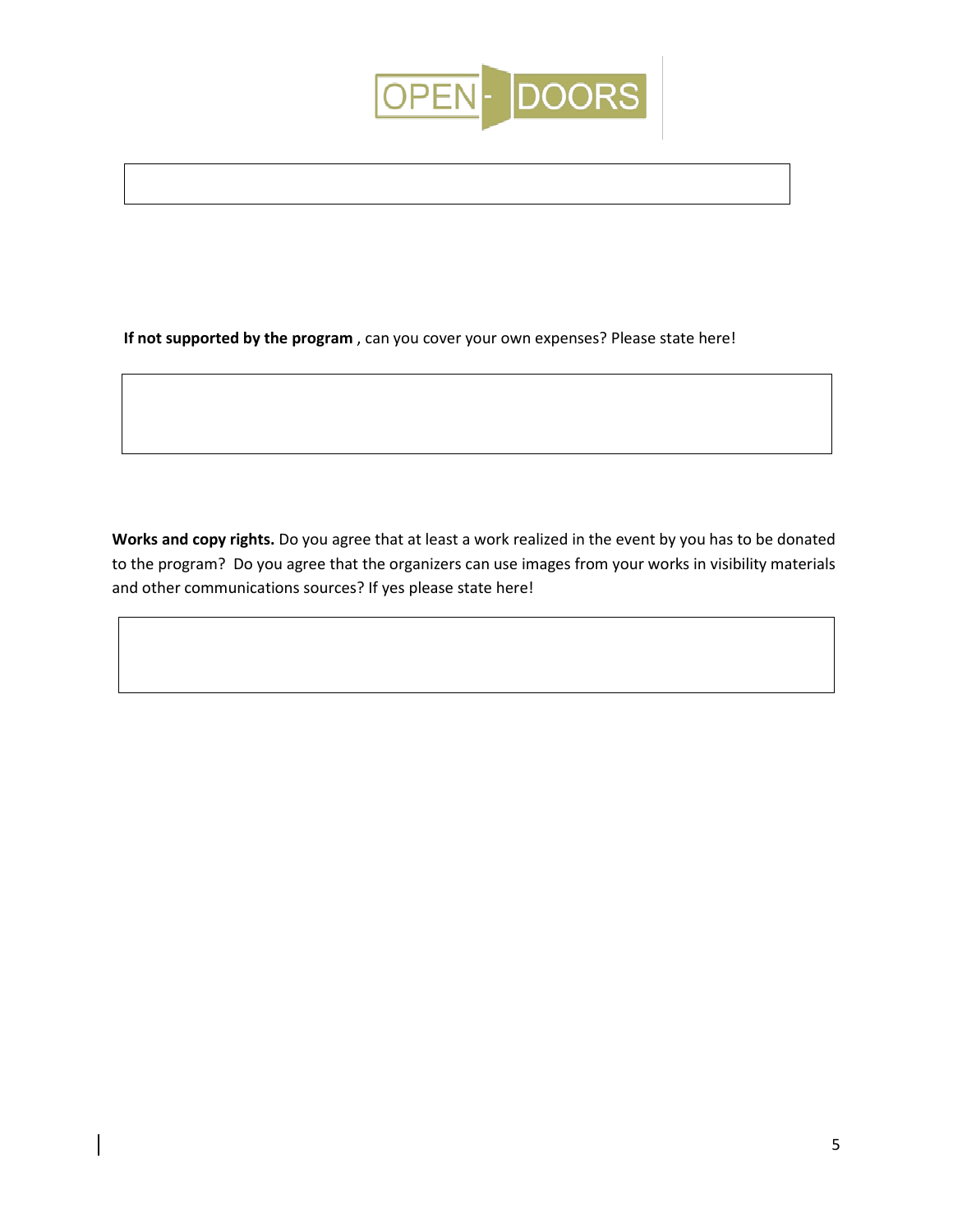OPEN - DOORS

**If not supported by the program** , can you cover your own expenses? Please state here!

**Works and copy rights.** Do you agree that at least a work realized in the event by you has to be donated to the program? Do you agree that the organizers can use images from your works in visibility materials and other communications sources? If yes please state here!